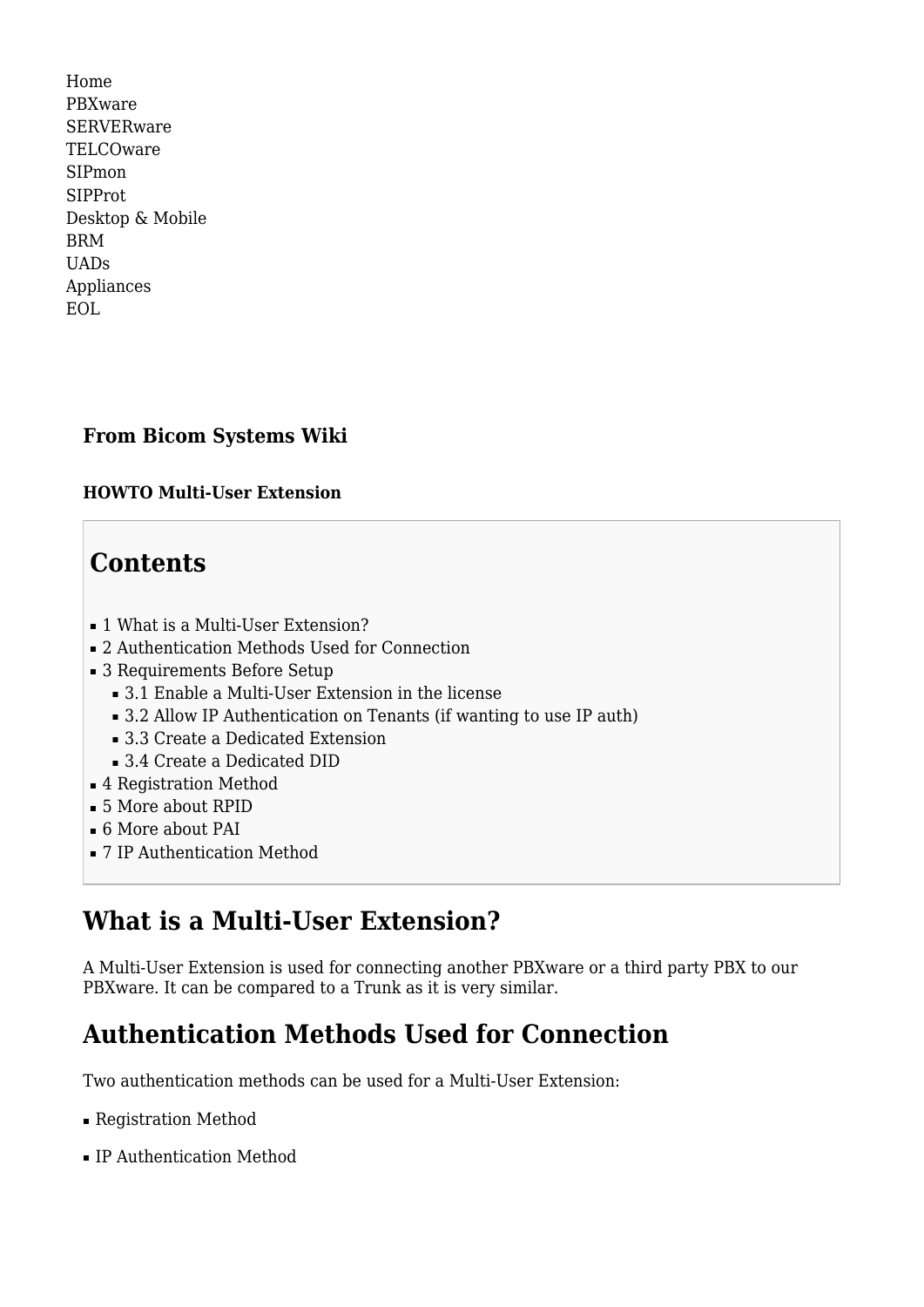Home
PBXware
SERVERware
TELCOware
SIPmon
SIPProt
Desktop & Mobile
BRM
UADs
Appliances
EOL

**From Bicom Systems Wiki**

**HOWTO Multi-User Extension**

## Contents

- 1 What is a Multi-User Extension?
- 2 Authentication Methods Used for Connection
- 3 Requirements Before Setup
  - 3.1 Enable a Multi-User Extension in the license
  - 3.2 Allow IP Authentication on Tenants (if wanting to use IP auth)
  - 3.3 Create a Dedicated Extension
  - 3.4 Create a Dedicated DID
- 4 Registration Method
- 5 More about RPID
- 6 More about PAI
- 7 IP Authentication Method

# What is a Multi-User Extension?

A Multi-User Extension is used for connecting another PBXware or a third party PBX to our PBXware. It can be compared to a Trunk as it is very similar.

# Authentication Methods Used for Connection

Two authentication methods can be used for a Multi-User Extension:

- Registration Method
- IP Authentication Method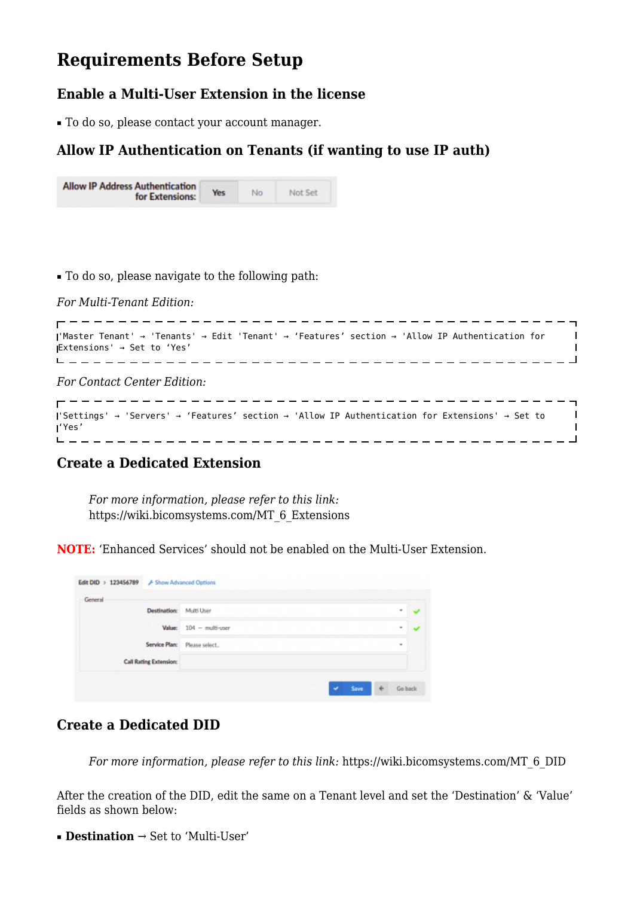# Requirements Before Setup

## Enable a Multi-User Extension in the license

- To do so, please contact your account manager.

## Allow IP Authentication on Tenants (if wanting to use IP auth)

- To do so, please navigate to the following path:

*For Multi-Tenant Edition:*

```
'Master Tenant' → 'Tenants' → Edit 'Tenant' → 'Features' section → 'Allow IP Authentication for Extensions' → Set to 'Yes'
```

*For Contact Center Edition:*

```
'Settings' → 'Servers' → 'Features' section → 'Allow IP Authentication for Extensions' → Set to 'Yes'
```

## Create a Dedicated Extension

> *For more information, please refer to this link:* https://wiki.bicomsystems.com/MT_6_Extensions

**NOTE:** 'Enhanced Services' should not be enabled on the Multi-User Extension.

## Create a Dedicated DID

> *For more information, please refer to this link:* https://wiki.bicomsystems.com/MT_6_DID

After the creation of the DID, edit the same on a Tenant level and set the 'Destination' & 'Value' fields as shown below:

- **Destination** → Set to 'Multi-User'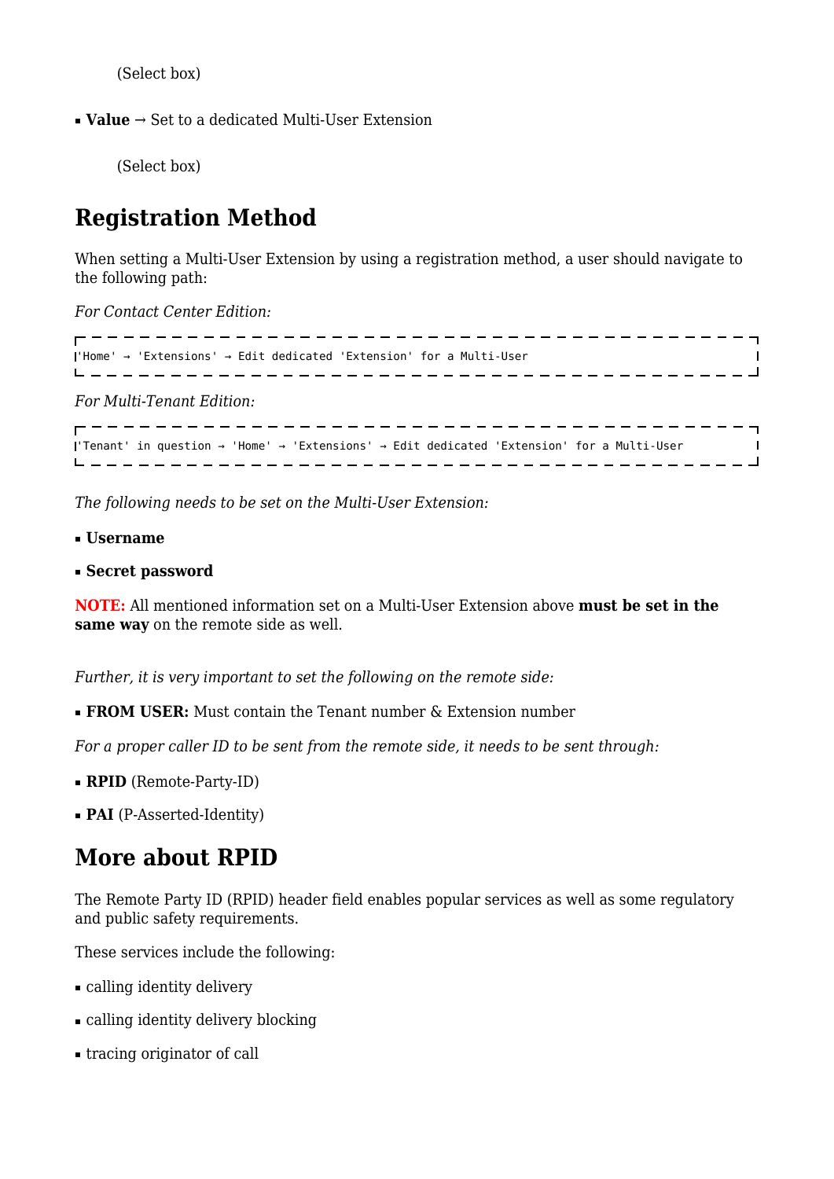(Select box)

- **Value** → Set to a dedicated Multi-User Extension

  (Select box)

## Registration Method

When setting a Multi-User Extension by using a registration method, a user should navigate to the following path:

*For Contact Center Edition:*

```
'Home' → 'Extensions' → Edit dedicated 'Extension' for a Multi-User
```

*For Multi-Tenant Edition:*

```
'Tenant' in question → 'Home' → 'Extensions' → Edit dedicated 'Extension' for a Multi-User
```

*The following needs to be set on the Multi-User Extension:*

- **Username**
- **Secret password**

**NOTE:** All mentioned information set on a Multi-User Extension above **must be set in the same way** on the remote side as well.

*Further, it is very important to set the following on the remote side:*

- **FROM USER:** Must contain the Tenant number & Extension number

*For a proper caller ID to be sent from the remote side, it needs to be sent through:*

- **RPID** (Remote-Party-ID)
- **PAI** (P-Asserted-Identity)

## More about RPID

The Remote Party ID (RPID) header field enables popular services as well as some regulatory and public safety requirements.

These services include the following:

- calling identity delivery
- calling identity delivery blocking
- tracing originator of call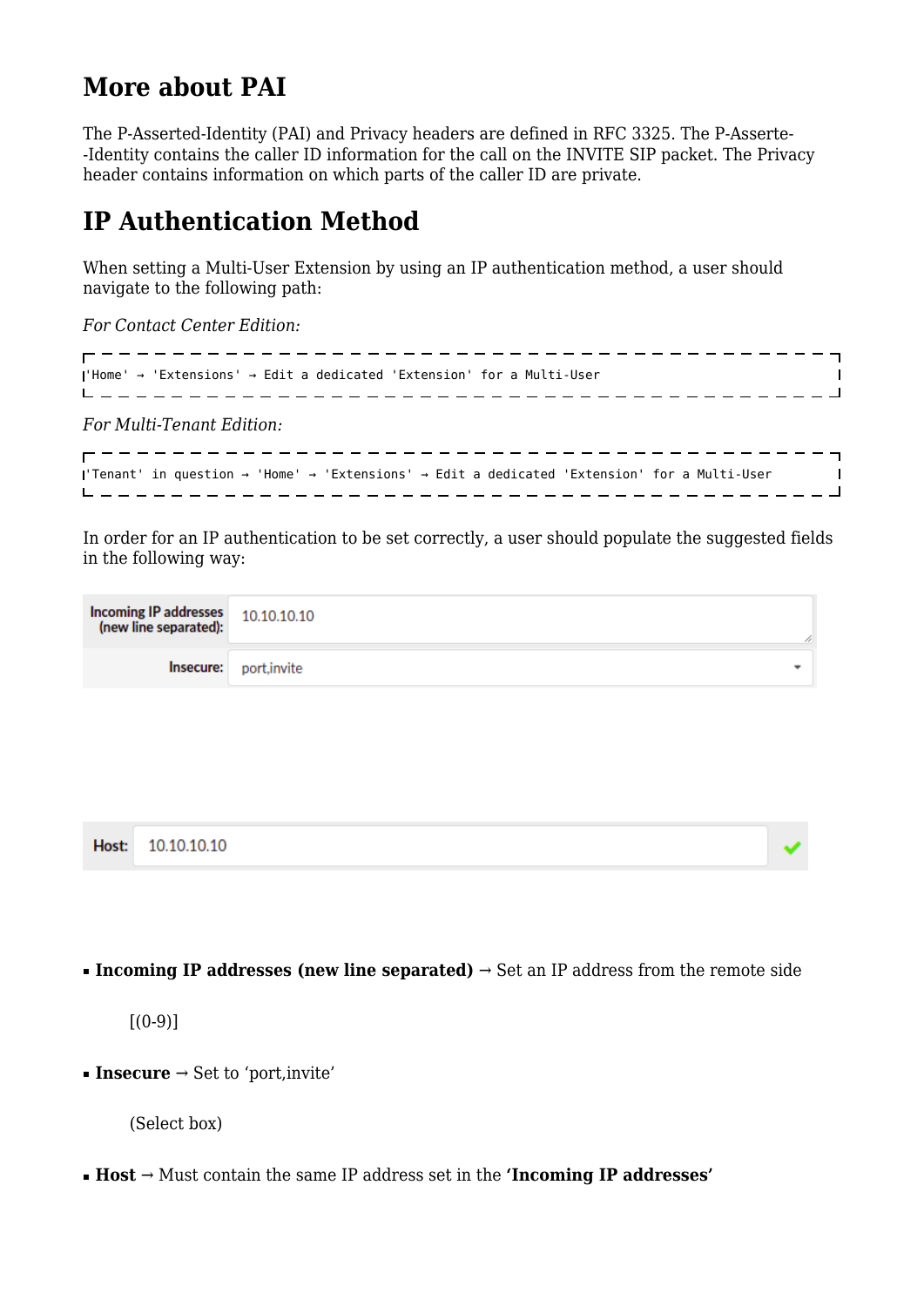## More about PAI

The P-Asserted-Identity (PAI) and Privacy headers are defined in RFC 3325. The P-Asserte- -Identity contains the caller ID information for the call on the INVITE SIP packet. The Privacy header contains information on which parts of the caller ID are private.

## IP Authentication Method

When setting a Multi-User Extension by using an IP authentication method, a user should navigate to the following path:

*For Contact Center Edition:*

```
'Home' → 'Extensions' → Edit a dedicated 'Extension' for a Multi-User
```

*For Multi-Tenant Edition:*

```
'Tenant' in question → 'Home' → 'Extensions' → Edit a dedicated 'Extension' for a Multi-User
```

In order for an IP authentication to be set correctly, a user should populate the suggested fields in the following way:

| Incoming IP addresses (new line separated): | 10.10.10.10 |
|---|---|
| Insecure: | port,invite |

| Host: | 10.10.10.10 |
|---|---|

- **Incoming IP addresses (new line separated)** → Set an IP address from the remote side

  [(0-9)]

- **Insecure** → Set to 'port,invite'

  (Select box)

- **Host** → Must contain the same IP address set in the **'Incoming IP addresses'**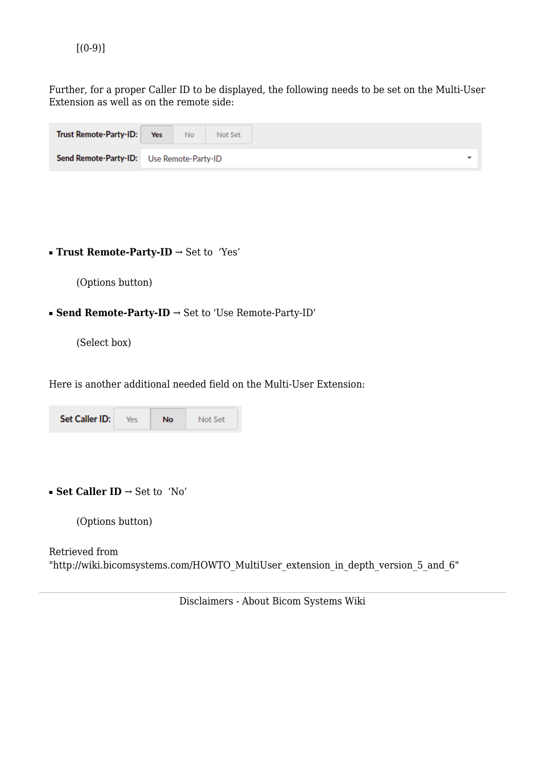[(0-9)]

Further, for a proper Caller ID to be displayed, the following needs to be set on the Multi-User Extension as well as on the remote side:

Trust Remote-Party-ID: Yes No Not Set

Send Remote-Party-ID: Use Remote-Party-ID

- **Trust Remote-Party-ID** → Set to 'Yes'

  (Options button)

- **Send Remote-Party-ID** → Set to 'Use Remote-Party-ID'

  (Select box)

Here is another additional needed field on the Multi-User Extension:

Set Caller ID: Yes No Not Set

- **Set Caller ID** → Set to 'No'

  (Options button)

Retrieved from "http://wiki.bicomsystems.com/HOWTO_MultiUser_extension_in_depth_version_5_and_6"

Disclaimers - About Bicom Systems Wiki